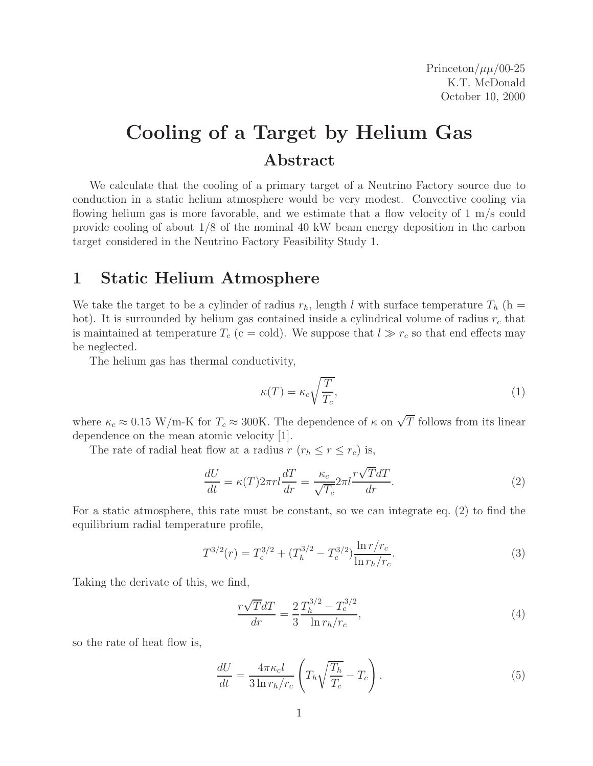Princeton/$\mu\mu$/00-25
K.T. McDonald
October 10, 2000

# Cooling of a Target by Helium Gas

## Abstract

We calculate that the cooling of a primary target of a Neutrino Factory source due to conduction in a static helium atmosphere would be very modest. Convective cooling via flowing helium gas is more favorable, and we estimate that a flow velocity of 1 m/s could provide cooling of about 1/8 of the nominal 40 kW beam energy deposition in the carbon target considered in the Neutrino Factory Feasibility Study 1.

## 1 Static Helium Atmosphere

We take the target to be a cylinder of radius $r_h$, length $l$ with surface temperature $T_h$ (h = hot). It is surrounded by helium gas contained inside a cylindrical volume of radius $r_c$ that is maintained at temperature $T_c$ (c = cold). We suppose that $l \gg r_c$ so that end effects may be neglected.

The helium gas has thermal conductivity,

$$\kappa(T) = \kappa_c \sqrt{\frac{T}{T_c}}, \tag{1}$$

where $\kappa_c \approx 0.15$ W/m-K for $T_c \approx 300$K. The dependence of $\kappa$ on $\sqrt{T}$ follows from its linear dependence on the mean atomic velocity [1].

The rate of radial heat flow at a radius $r$ ($r_h \leq r \leq r_c$) is,

$$\frac{dU}{dt} = \kappa(T) 2\pi r l \frac{dT}{dr} = \frac{\kappa_c}{\sqrt{T_c}} 2\pi l \frac{r\sqrt{T} dT}{dr}. \tag{2}$$

For a static atmosphere, this rate must be constant, so we can integrate eq. (2) to find the equilibrium radial temperature profile,

$$T^{3/2}(r) = T_c^{3/2} + (T_h^{3/2} - T_c^{3/2}) \frac{\ln r/r_c}{\ln r_h/r_c}. \tag{3}$$

Taking the derivate of this, we find,

$$\frac{r\sqrt{T} dT}{dr} = \frac{2}{3} \frac{T_h^{3/2} - T_c^{3/2}}{\ln r_h/r_c}, \tag{4}$$

so the rate of heat flow is,

$$\frac{dU}{dt} = \frac{4\pi \kappa_c l}{3 \ln r_h/r_c} \left( T_h \sqrt{\frac{T_h}{T_c}} - T_c \right). \tag{5}$$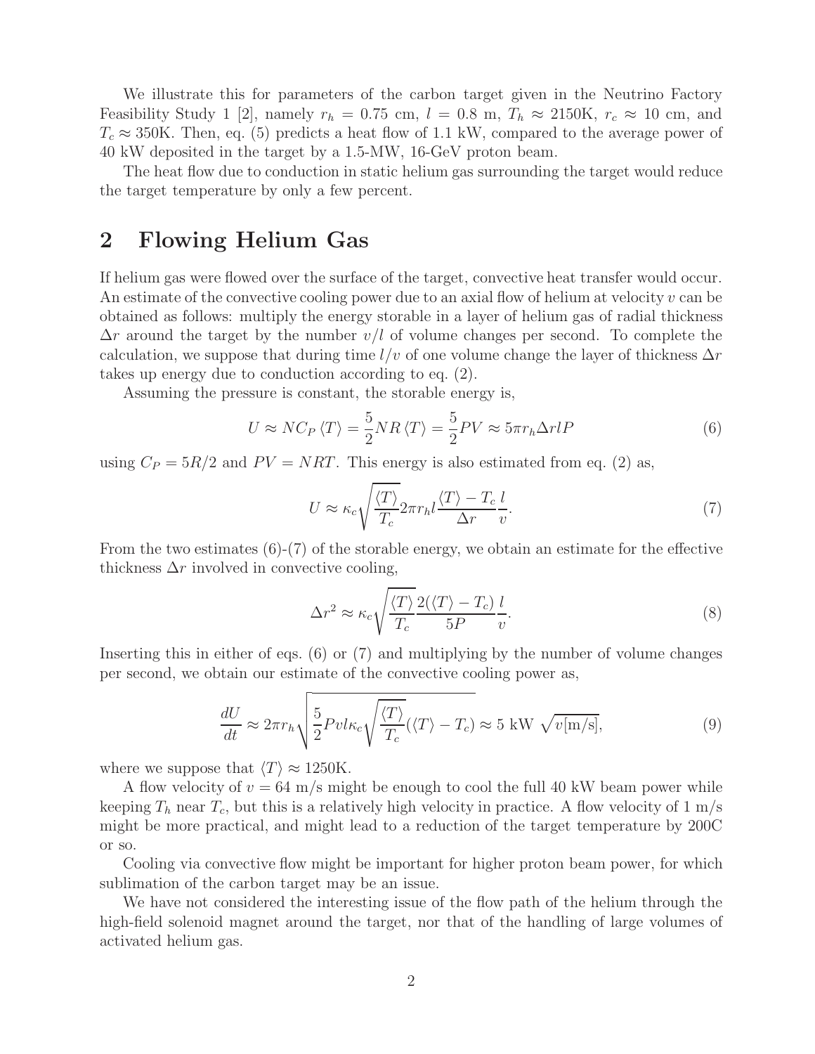We illustrate this for parameters of the carbon target given in the Neutrino Factory Feasibility Study 1 [2], namely $r_h = 0.75$ cm, $l = 0.8$ m, $T_h \approx 2150$K, $r_c \approx 10$ cm, and $T_c \approx 350$K. Then, eq. (5) predicts a heat flow of 1.1 kW, compared to the average power of 40 kW deposited in the target by a 1.5-MW, 16-GeV proton beam.

The heat flow due to conduction in static helium gas surrounding the target would reduce the target temperature by only a few percent.

## 2 Flowing Helium Gas

If helium gas were flowed over the surface of the target, convective heat transfer would occur. An estimate of the convective cooling power due to an axial flow of helium at velocity $v$ can be obtained as follows: multiply the energy storable in a layer of helium gas of radial thickness $\Delta r$ around the target by the number $v/l$ of volume changes per second. To complete the calculation, we suppose that during time $l/v$ of one volume change the layer of thickness $\Delta r$ takes up energy due to conduction according to eq. (2).

Assuming the pressure is constant, the storable energy is,

$$U \approx NC_P \langle T \rangle = \frac{5}{2} NR \langle T \rangle = \frac{5}{2} PV \approx 5\pi r_h \Delta r l P \tag{6}$$

using $C_P = 5R/2$ and $PV = NRT$. This energy is also estimated from eq. (2) as,

$$U \approx \kappa_c \sqrt{\frac{\langle T \rangle}{T_c}} 2\pi r_h l \frac{\langle T \rangle - T_c}{\Delta r} \frac{l}{v}. \tag{7}$$

From the two estimates (6)-(7) of the storable energy, we obtain an estimate for the effective thickness $\Delta r$ involved in convective cooling,

$$\Delta r^2 \approx \kappa_c \sqrt{\frac{\langle T \rangle}{T_c}} \frac{2(\langle T \rangle - T_c)}{5P} \frac{l}{v}. \tag{8}$$

Inserting this in either of eqs. (6) or (7) and multiplying by the number of volume changes per second, we obtain our estimate of the convective cooling power as,

$$\frac{dU}{dt} \approx 2\pi r_h \sqrt{\frac{5}{2} P v l \kappa_c \sqrt{\frac{\langle T \rangle}{T_c}} (\langle T \rangle - T_c)} \approx 5 \text{ kW } \sqrt{v[\text{m/s}]}, \tag{9}$$

where we suppose that $\langle T \rangle \approx 1250$K.

A flow velocity of $v = 64$ m/s might be enough to cool the full 40 kW beam power while keeping $T_h$ near $T_c$, but this is a relatively high velocity in practice. A flow velocity of 1 m/s might be more practical, and might lead to a reduction of the target temperature by 200C or so.

Cooling via convective flow might be important for higher proton beam power, for which sublimation of the carbon target may be an issue.

We have not considered the interesting issue of the flow path of the helium through the high-field solenoid magnet around the target, nor that of the handling of large volumes of activated helium gas.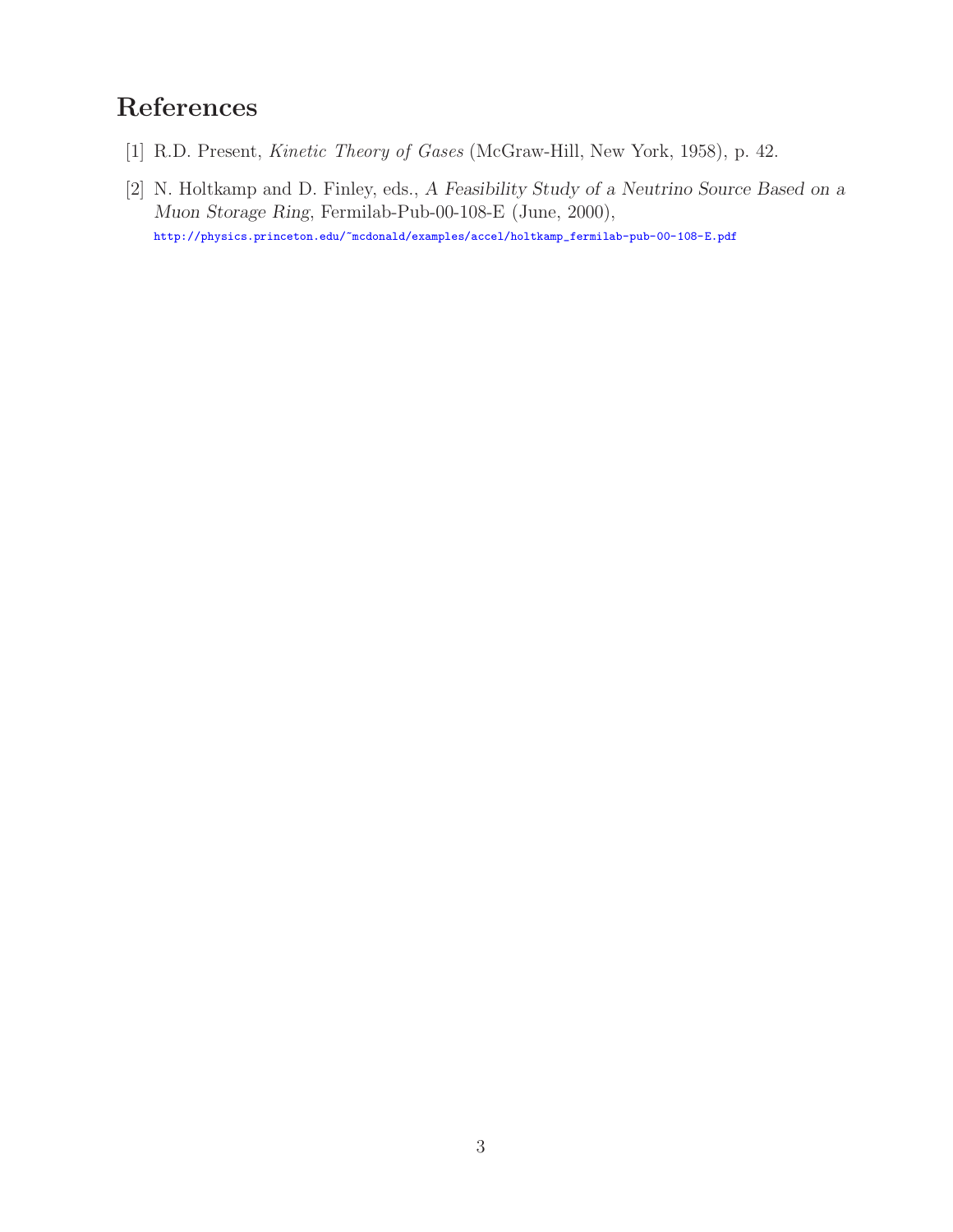# References

[1] R.D. Present, *Kinetic Theory of Gases* (McGraw-Hill, New York, 1958), p. 42.

[2] N. Holtkamp and D. Finley, eds., *A Feasibility Study of a Neutrino Source Based on a Muon Storage Ring*, Fermilab-Pub-00-108-E (June, 2000), http://physics.princeton.edu/~mcdonald/examples/accel/holtkamp_fermilab-pub-00-108-E.pdf